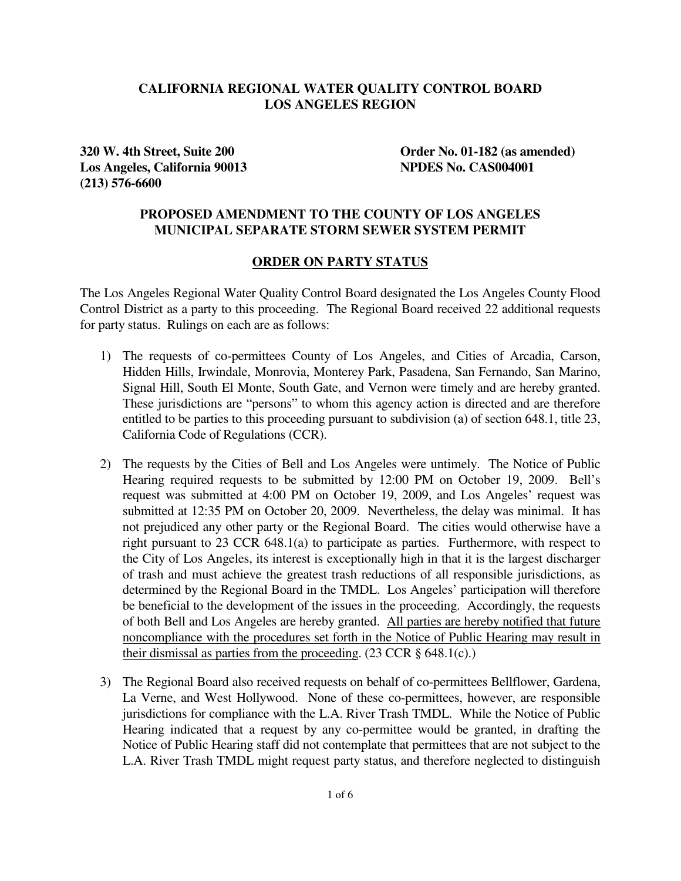**CALIFORNIA REGIONAL WATER QUALITY CONTROL BOARD**
**LOS ANGELES REGION**

**320 W. 4th Street, Suite 200**
**Los Angeles, California 90013**
**(213) 576-6600**

**Order No. 01-182 (as amended)**
**NPDES No. CAS004001**

**PROPOSED AMENDMENT TO THE COUNTY OF LOS ANGELES MUNICIPAL SEPARATE STORM SEWER SYSTEM PERMIT**

**ORDER ON PARTY STATUS**

The Los Angeles Regional Water Quality Control Board designated the Los Angeles County Flood Control District as a party to this proceeding. The Regional Board received 22 additional requests for party status. Rulings on each are as follows:

1) The requests of co-permittees County of Los Angeles, and Cities of Arcadia, Carson, Hidden Hills, Irwindale, Monrovia, Monterey Park, Pasadena, San Fernando, San Marino, Signal Hill, South El Monte, South Gate, and Vernon were timely and are hereby granted. These jurisdictions are "persons" to whom this agency action is directed and are therefore entitled to be parties to this proceeding pursuant to subdivision (a) of section 648.1, title 23, California Code of Regulations (CCR).

2) The requests by the Cities of Bell and Los Angeles were untimely. The Notice of Public Hearing required requests to be submitted by 12:00 PM on October 19, 2009. Bell's request was submitted at 4:00 PM on October 19, 2009, and Los Angeles' request was submitted at 12:35 PM on October 20, 2009. Nevertheless, the delay was minimal. It has not prejudiced any other party or the Regional Board. The cities would otherwise have a right pursuant to 23 CCR 648.1(a) to participate as parties. Furthermore, with respect to the City of Los Angeles, its interest is exceptionally high in that it is the largest discharger of trash and must achieve the greatest trash reductions of all responsible jurisdictions, as determined by the Regional Board in the TMDL. Los Angeles' participation will therefore be beneficial to the development of the issues in the proceeding. Accordingly, the requests of both Bell and Los Angeles are hereby granted. <u>All parties are hereby notified that future noncompliance with the procedures set forth in the Notice of Public Hearing may result in their dismissal as parties from the proceeding</u>. (23 CCR § 648.1(c).)

3) The Regional Board also received requests on behalf of co-permittees Bellflower, Gardena, La Verne, and West Hollywood. None of these co-permittees, however, are responsible jurisdictions for compliance with the L.A. River Trash TMDL. While the Notice of Public Hearing indicated that a request by any co-permittee would be granted, in drafting the Notice of Public Hearing staff did not contemplate that permittees that are not subject to the L.A. River Trash TMDL might request party status, and therefore neglected to distinguish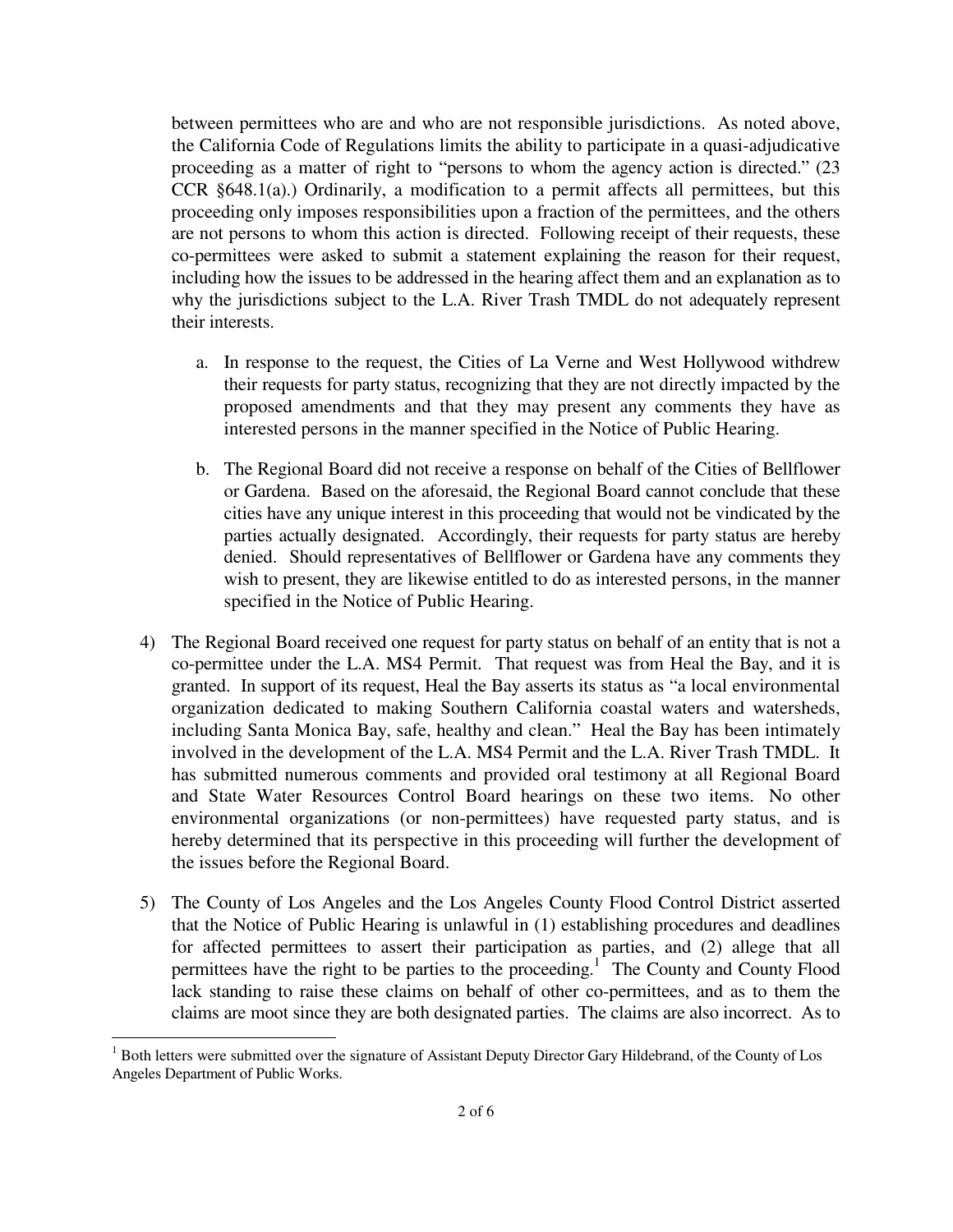between permittees who are and who are not responsible jurisdictions. As noted above, the California Code of Regulations limits the ability to participate in a quasi-adjudicative proceeding as a matter of right to "persons to whom the agency action is directed." (23 CCR §648.1(a).) Ordinarily, a modification to a permit affects all permittees, but this proceeding only imposes responsibilities upon a fraction of the permittees, and the others are not persons to whom this action is directed. Following receipt of their requests, these co-permittees were asked to submit a statement explaining the reason for their request, including how the issues to be addressed in the hearing affect them and an explanation as to why the jurisdictions subject to the L.A. River Trash TMDL do not adequately represent their interests.

   a. In response to the request, the Cities of La Verne and West Hollywood withdrew their requests for party status, recognizing that they are not directly impacted by the proposed amendments and that they may present any comments they have as interested persons in the manner specified in the Notice of Public Hearing.

   b. The Regional Board did not receive a response on behalf of the Cities of Bellflower or Gardena. Based on the aforesaid, the Regional Board cannot conclude that these cities have any unique interest in this proceeding that would not be vindicated by the parties actually designated. Accordingly, their requests for party status are hereby denied. Should representatives of Bellflower or Gardena have any comments they wish to present, they are likewise entitled to do as interested persons, in the manner specified in the Notice of Public Hearing.

4) The Regional Board received one request for party status on behalf of an entity that is not a co-permittee under the L.A. MS4 Permit. That request was from Heal the Bay, and it is granted. In support of its request, Heal the Bay asserts its status as "a local environmental organization dedicated to making Southern California coastal waters and watersheds, including Santa Monica Bay, safe, healthy and clean." Heal the Bay has been intimately involved in the development of the L.A. MS4 Permit and the L.A. River Trash TMDL. It has submitted numerous comments and provided oral testimony at all Regional Board and State Water Resources Control Board hearings on these two items. No other environmental organizations (or non-permittees) have requested party status, and is hereby determined that its perspective in this proceeding will further the development of the issues before the Regional Board.

5) The County of Los Angeles and the Los Angeles County Flood Control District asserted that the Notice of Public Hearing is unlawful in (1) establishing procedures and deadlines for affected permittees to assert their participation as parties, and (2) allege that all permittees have the right to be parties to the proceeding.[1] The County and County Flood lack standing to raise these claims on behalf of other co-permittees, and as to them the claims are moot since they are both designated parties. The claims are also incorrect. As to

[1] Both letters were submitted over the signature of Assistant Deputy Director Gary Hildebrand, of the County of Los Angeles Department of Public Works.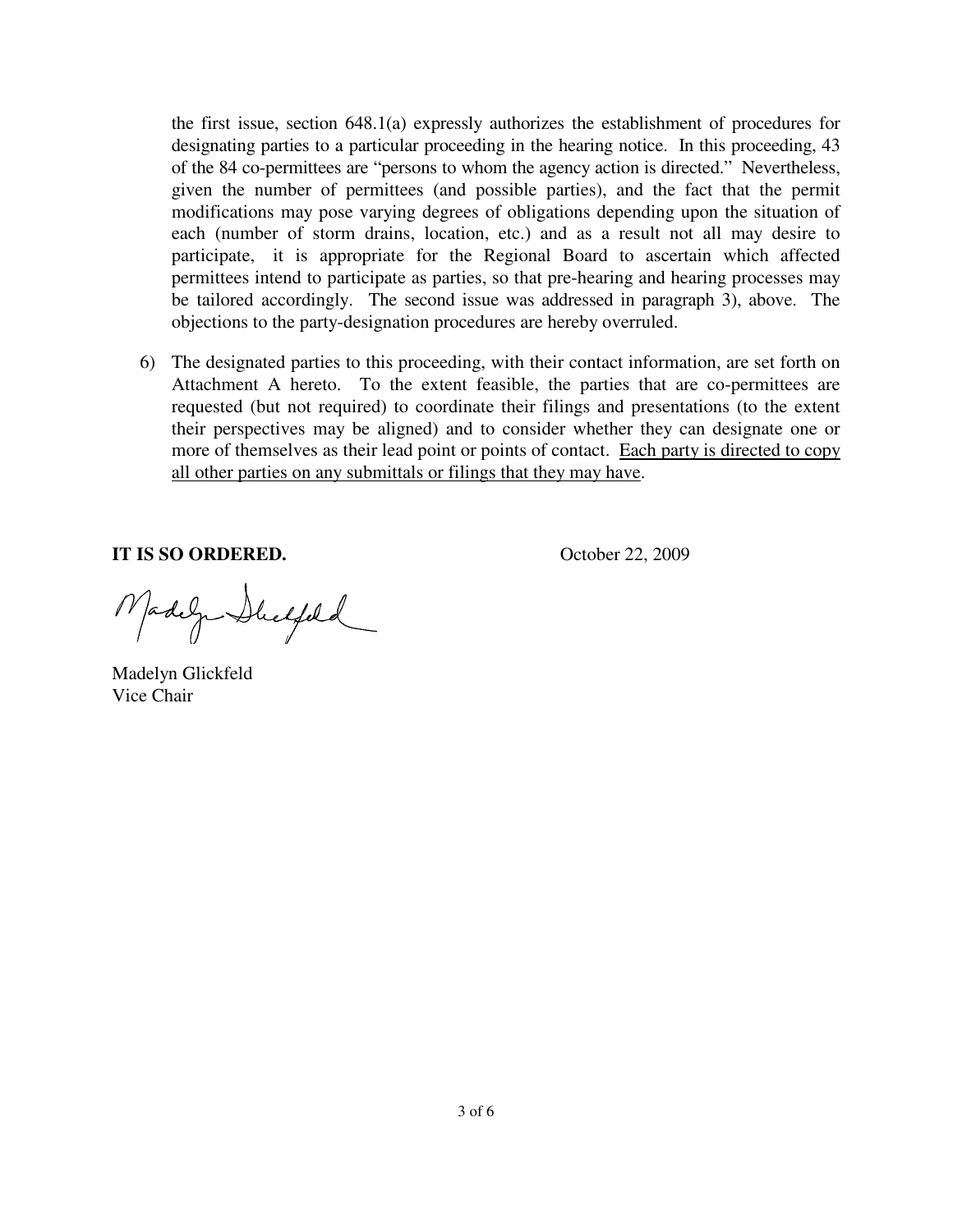the first issue, section 648.1(a) expressly authorizes the establishment of procedures for designating parties to a particular proceeding in the hearing notice. In this proceeding, 43 of the 84 co-permittees are "persons to whom the agency action is directed." Nevertheless, given the number of permittees (and possible parties), and the fact that the permit modifications may pose varying degrees of obligations depending upon the situation of each (number of storm drains, location, etc.) and as a result not all may desire to participate, it is appropriate for the Regional Board to ascertain which affected permittees intend to participate as parties, so that pre-hearing and hearing processes may be tailored accordingly. The second issue was addressed in paragraph 3), above. The objections to the party-designation procedures are hereby overruled.

6) The designated parties to this proceeding, with their contact information, are set forth on Attachment A hereto. To the extent feasible, the parties that are co-permittees are requested (but not required) to coordinate their filings and presentations (to the extent their perspectives may be aligned) and to consider whether they can designate one or more of themselves as their lead point or points of contact. <u>Each party is directed to copy all other parties on any submittals or filings that they may have</u>.

**IT IS SO ORDERED.** October 22, 2009

Madelyn Glickfeld
Vice Chair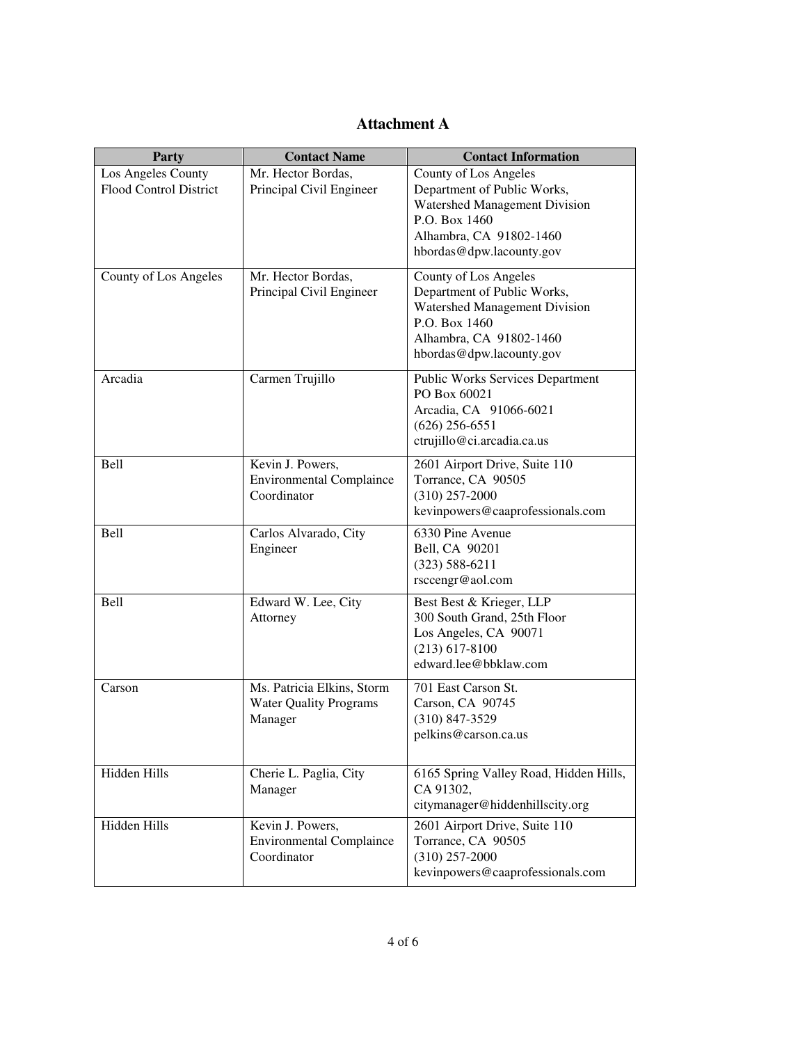# Attachment A

| Party | Contact Name | Contact Information |
|---|---|---|
| Los Angeles County Flood Control District | Mr. Hector Bordas, Principal Civil Engineer | County of Los Angeles Department of Public Works, Watershed Management Division P.O. Box 1460 Alhambra, CA 91802-1460 hbordas@dpw.lacounty.gov |
| County of Los Angeles | Mr. Hector Bordas, Principal Civil Engineer | County of Los Angeles Department of Public Works, Watershed Management Division P.O. Box 1460 Alhambra, CA 91802-1460 hbordas@dpw.lacounty.gov |
| Arcadia | Carmen Trujillo | Public Works Services Department PO Box 60021 Arcadia, CA 91066-6021 (626) 256-6551 ctrujillo@ci.arcadia.ca.us |
| Bell | Kevin J. Powers, Environmental Complaince Coordinator | 2601 Airport Drive, Suite 110 Torrance, CA 90505 (310) 257-2000 kevinpowers@caaprofessionals.com |
| Bell | Carlos Alvarado, City Engineer | 6330 Pine Avenue Bell, CA 90201 (323) 588-6211 rsccengr@aol.com |
| Bell | Edward W. Lee, City Attorney | Best Best & Krieger, LLP 300 South Grand, 25th Floor Los Angeles, CA 90071 (213) 617-8100 edward.lee@bbklaw.com |
| Carson | Ms. Patricia Elkins, Storm Water Quality Programs Manager | 701 East Carson St. Carson, CA 90745 (310) 847-3529 pelkins@carson.ca.us |
| Hidden Hills | Cherie L. Paglia, City Manager | 6165 Spring Valley Road, Hidden Hills, CA 91302, citymanager@hiddenhillscity.org |
| Hidden Hills | Kevin J. Powers, Environmental Complaince Coordinator | 2601 Airport Drive, Suite 110 Torrance, CA 90505 (310) 257-2000 kevinpowers@caaprofessionals.com |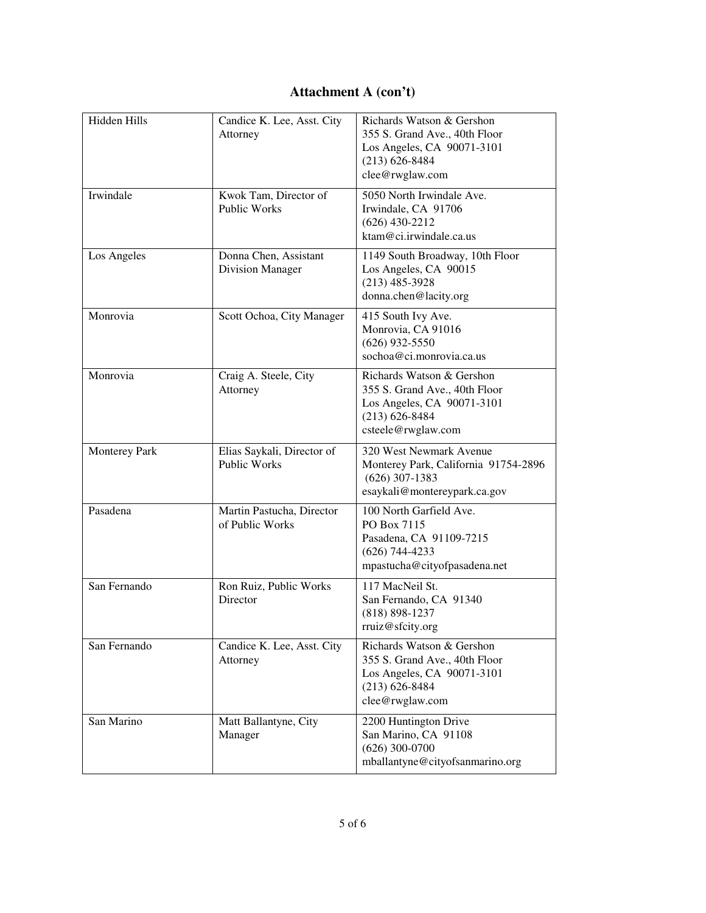## Attachment A (con't)

| | | |
|---|---|---|
| Hidden Hills | Candice K. Lee, Asst. City Attorney | Richards Watson & Gershon<br>355 S. Grand Ave., 40th Floor<br>Los Angeles, CA 90071-3101<br>(213) 626-8484<br>clee@rwglaw.com |
| Irwindale | Kwok Tam, Director of Public Works | 5050 North Irwindale Ave.<br>Irwindale, CA 91706<br>(626) 430-2212<br>ktam@ci.irwindale.ca.us |
| Los Angeles | Donna Chen, Assistant Division Manager | 1149 South Broadway, 10th Floor<br>Los Angeles, CA 90015<br>(213) 485-3928<br>donna.chen@lacity.org |
| Monrovia | Scott Ochoa, City Manager | 415 South Ivy Ave.<br>Monrovia, CA 91016<br>(626) 932-5550<br>sochoa@ci.monrovia.ca.us |
| Monrovia | Craig A. Steele, City Attorney | Richards Watson & Gershon<br>355 S. Grand Ave., 40th Floor<br>Los Angeles, CA 90071-3101<br>(213) 626-8484<br>csteele@rwglaw.com |
| Monterey Park | Elias Saykali, Director of Public Works | 320 West Newmark Avenue<br>Monterey Park, California 91754-2896<br>(626) 307-1383<br>esaykali@montereypark.ca.gov |
| Pasadena | Martin Pastucha, Director of Public Works | 100 North Garfield Ave.<br>PO Box 7115<br>Pasadena, CA 91109-7215<br>(626) 744-4233<br>mpastucha@cityofpasadena.net |
| San Fernando | Ron Ruiz, Public Works Director | 117 MacNeil St.<br>San Fernando, CA 91340<br>(818) 898-1237<br>rruiz@sfcity.org |
| San Fernando | Candice K. Lee, Asst. City Attorney | Richards Watson & Gershon<br>355 S. Grand Ave., 40th Floor<br>Los Angeles, CA 90071-3101<br>(213) 626-8484<br>clee@rwglaw.com |
| San Marino | Matt Ballantyne, City Manager | 2200 Huntington Drive<br>San Marino, CA 91108<br>(626) 300-0700<br>mballantyne@cityofsanmarino.org |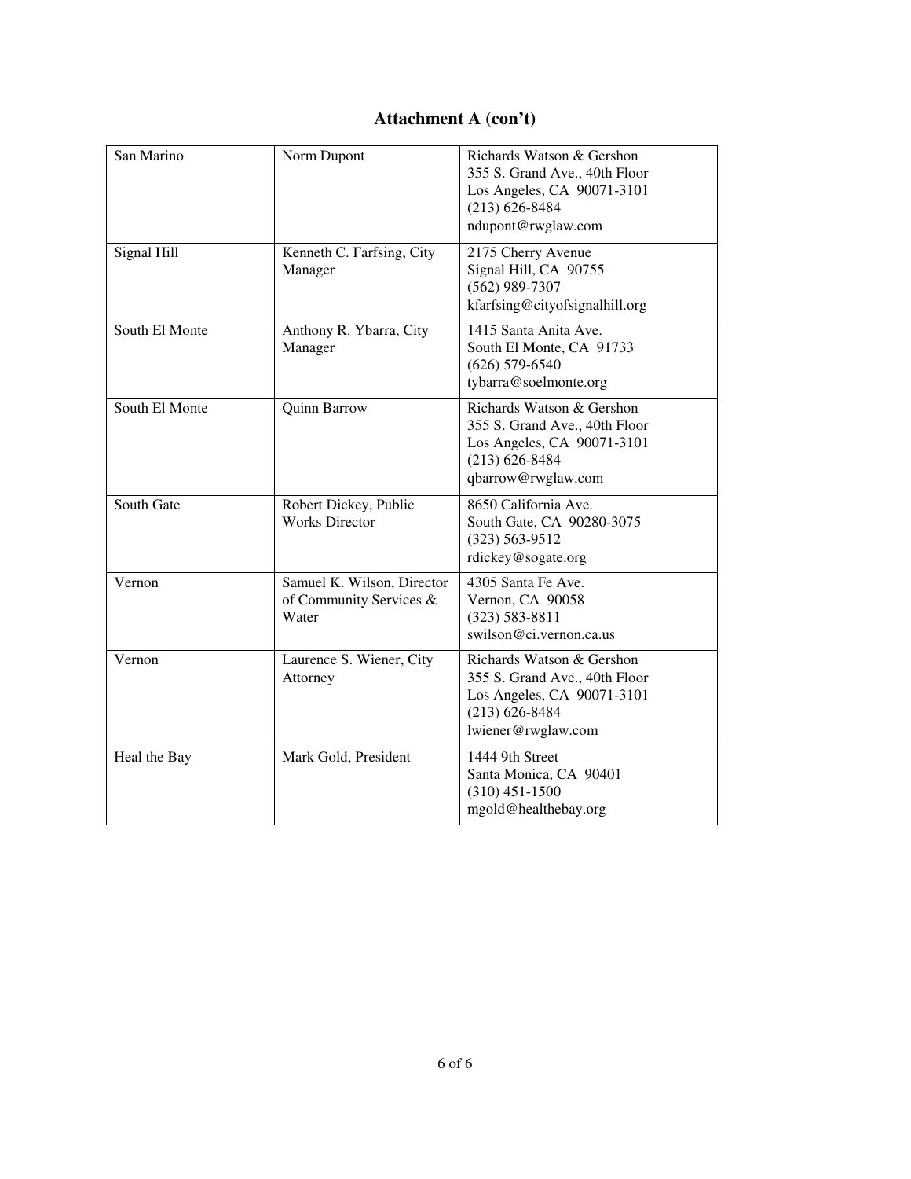## Attachment A (con't)

| | | |
|---|---|---|
| San Marino | Norm Dupont | Richards Watson & Gershon<br>355 S. Grand Ave., 40th Floor<br>Los Angeles, CA 90071-3101<br>(213) 626-8484<br>ndupont@rwglaw.com |
| Signal Hill | Kenneth C. Farfsing, City Manager | 2175 Cherry Avenue<br>Signal Hill, CA 90755<br>(562) 989-7307<br>kfarfsing@cityofsignalhill.org |
| South El Monte | Anthony R. Ybarra, City Manager | 1415 Santa Anita Ave.<br>South El Monte, CA 91733<br>(626) 579-6540<br>tybarra@soelmonte.org |
| South El Monte | Quinn Barrow | Richards Watson & Gershon<br>355 S. Grand Ave., 40th Floor<br>Los Angeles, CA 90071-3101<br>(213) 626-8484<br>qbarrow@rwglaw.com |
| South Gate | Robert Dickey, Public Works Director | 8650 California Ave.<br>South Gate, CA 90280-3075<br>(323) 563-9512<br>rdickey@sogate.org |
| Vernon | Samuel K. Wilson, Director of Community Services & Water | 4305 Santa Fe Ave.<br>Vernon, CA 90058<br>(323) 583-8811<br>swilson@ci.vernon.ca.us |
| Vernon | Laurence S. Wiener, City Attorney | Richards Watson & Gershon<br>355 S. Grand Ave., 40th Floor<br>Los Angeles, CA 90071-3101<br>(213) 626-8484<br>lwiener@rwglaw.com |
| Heal the Bay | Mark Gold, President | 1444 9th Street<br>Santa Monica, CA 90401<br>(310) 451-1500<br>mgold@healthebay.org |